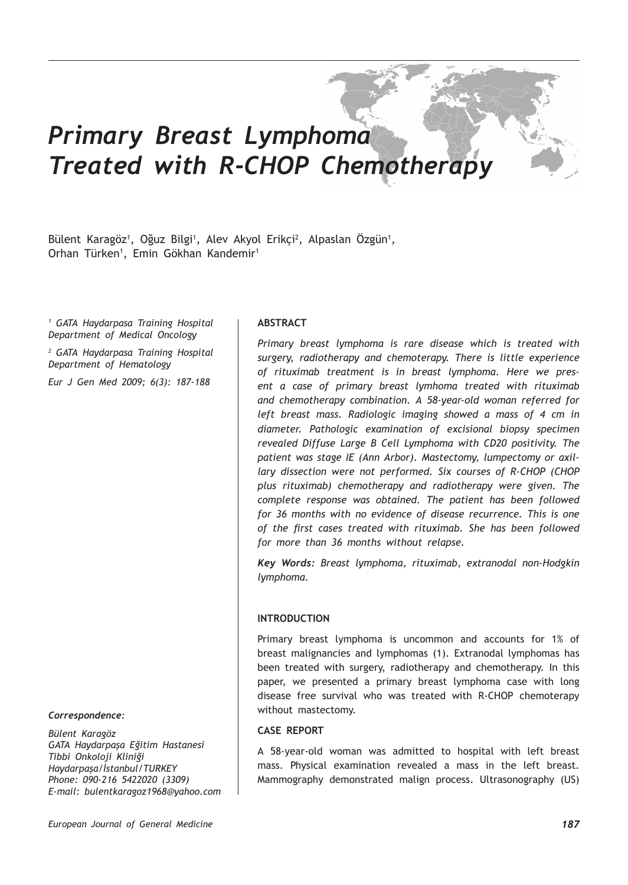# Primary Breast Lymphoma Treated with R-CHOP Chemotherapy

Bülent Karagöz[1], Oğuz Bilgi[1], Alev Akyol Erikçi[2], Alpaslan Özgün[1], Orhan Türken[1], Emin Gökhan Kandemir[1]

*[1] GATA Haydarpasa Training Hospital Department of Medical Oncology*

*[2] GATA Haydarpasa Training Hospital Department of Hematology*

*Eur J Gen Med 2009; 6(3): 187-188*

*Correspondence:*

*Bülent Karagöz*
*GATA Haydarpaşa Eğitim Hastanesi*
*Tibbi Onkoloji Kliniği*
*Haydarpaşa/İstanbul/TURKEY*
*Phone: 090-216 5422020 (3309)*
*E-mail: bulentkaragoz1968@yahoo.com*

## ABSTRACT

*Primary breast lymphoma is rare disease which is treated with surgery, radiotherapy and chemoterapy. There is little experience of rituximab treatment is in breast lymphoma. Here we present a case of primary breast lymhoma treated with rituximab and chemotherapy combination. A 58-year-old woman referred for left breast mass. Radiologic imaging showed a mass of 4 cm in diameter. Pathologic examination of excisional biopsy specimen revealed Diffuse Large B Cell Lymphoma with CD20 positivity. The patient was stage IE (Ann Arbor). Mastectomy, lumpectomy or axillary dissection were not performed. Six courses of R-CHOP (CHOP plus rituximab) chemotherapy and radiotherapy were given. The complete response was obtained. The patient has been followed for 36 months with no evidence of disease recurrence. This is one of the first cases treated with rituximab. She has been followed for more than 36 months without relapse.*

***Key Words:** Breast lymphoma, rituximab, extranodal non-Hodgkin lymphoma.*

## INTRODUCTION

Primary breast lymphoma is uncommon and accounts for 1% of breast malignancies and lymphomas (1). Extranodal lymphomas has been treated with surgery, radiotherapy and chemotherapy. In this paper, we presented a primary breast lymphoma case with long disease free survival who was treated with R-CHOP chemoterapy without mastectomy.

## CASE REPORT

A 58-year-old woman was admitted to hospital with left breast mass. Physical examination revealed a mass in the left breast. Mammography demonstrated malign process. Ultrasonography (US)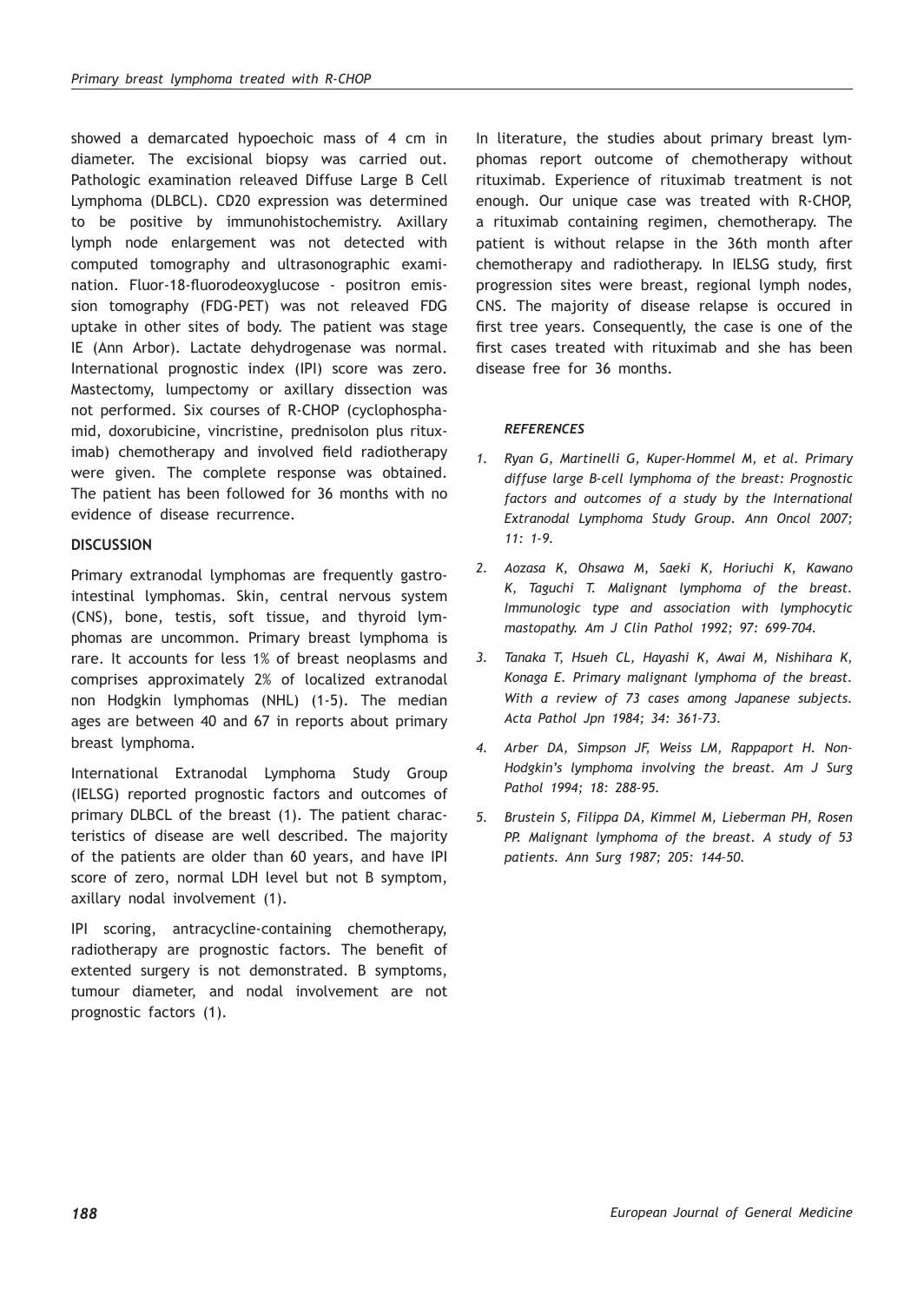showed a demarcated hypoechoic mass of 4 cm in diameter. The excisional biopsy was carried out. Pathologic examination releaved Diffuse Large B Cell Lymphoma (DLBCL). CD20 expression was determined to be positive by immunohistochemistry. Axillary lymph node enlargement was not detected with computed tomography and ultrasonographic examination. Fluor-18-fluorodeoxyglucose - positron emission tomography (FDG-PET) was not releaved FDG uptake in other sites of body. The patient was stage IE (Ann Arbor). Lactate dehydrogenase was normal. International prognostic index (IPI) score was zero. Mastectomy, lumpectomy or axillary dissection was not performed. Six courses of R-CHOP (cyclophosphamid, doxorubicine, vincristine, prednisolon plus rituximab) chemotherapy and involved field radiotherapy were given. The complete response was obtained. The patient has been followed for 36 months with no evidence of disease recurrence.

## DISCUSSION

Primary extranodal lymphomas are frequently gastrointestinal lymphomas. Skin, central nervous system (CNS), bone, testis, soft tissue, and thyroid lymphomas are uncommon. Primary breast lymphoma is rare. It accounts for less 1% of breast neoplasms and comprises approximately 2% of localized extranodal non Hodgkin lymphomas (NHL) (1-5). The median ages are between 40 and 67 in reports about primary breast lymphoma.

International Extranodal Lymphoma Study Group (IELSG) reported prognostic factors and outcomes of primary DLBCL of the breast (1). The patient characteristics of disease are well described. The majority of the patients are older than 60 years, and have IPI score of zero, normal LDH level but not B symptom, axillary nodal involvement (1).

IPI scoring, antracycline-containing chemotherapy, radiotherapy are prognostic factors. The benefit of extented surgery is not demonstrated. B symptoms, tumour diameter, and nodal involvement are not prognostic factors (1).

In literature, the studies about primary breast lymphomas report outcome of chemotherapy without rituximab. Experience of rituximab treatment is not enough. Our unique case was treated with R-CHOP, a rituximab containing regimen, chemotherapy. The patient is without relapse in the 36th month after chemotherapy and radiotherapy. In IELSG study, first progression sites were breast, regional lymph nodes, CNS. The majority of disease relapse is occured in first tree years. Consequently, the case is one of the first cases treated with rituximab and she has been disease free for 36 months.

### REFERENCES

1. *Ryan G, Martinelli G, Kuper-Hommel M, et al. Primary diffuse large B-cell lymphoma of the breast: Prognostic factors and outcomes of a study by the International Extranodal Lymphoma Study Group. Ann Oncol 2007; 11: 1-9.*
2. *Aozasa K, Ohsawa M, Saeki K, Horiuchi K, Kawano K, Taguchi T. Malignant lymphoma of the breast. Immunologic type and association with lymphocytic mastopathy. Am J Clin Pathol 1992; 97: 699-704.*
3. *Tanaka T, Hsueh CL, Hayashi K, Awai M, Nishihara K, Konaga E. Primary malignant lymphoma of the breast. With a review of 73 cases among Japanese subjects. Acta Pathol Jpn 1984; 34: 361-73.*
4. *Arber DA, Simpson JF, Weiss LM, Rappaport H. Non-Hodgkin's lymphoma involving the breast. Am J Surg Pathol 1994; 18: 288-95.*
5. *Brustein S, Filippa DA, Kimmel M, Lieberman PH, Rosen PP. Malignant lymphoma of the breast. A study of 53 patients. Ann Surg 1987; 205: 144-50.*